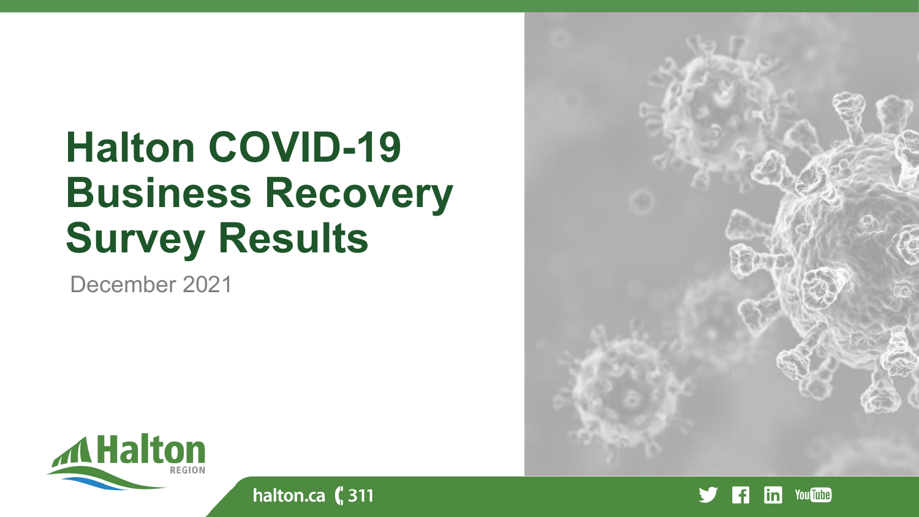# Halton COVID-19 Business Recovery Survey Results

December 2021

halton.ca 311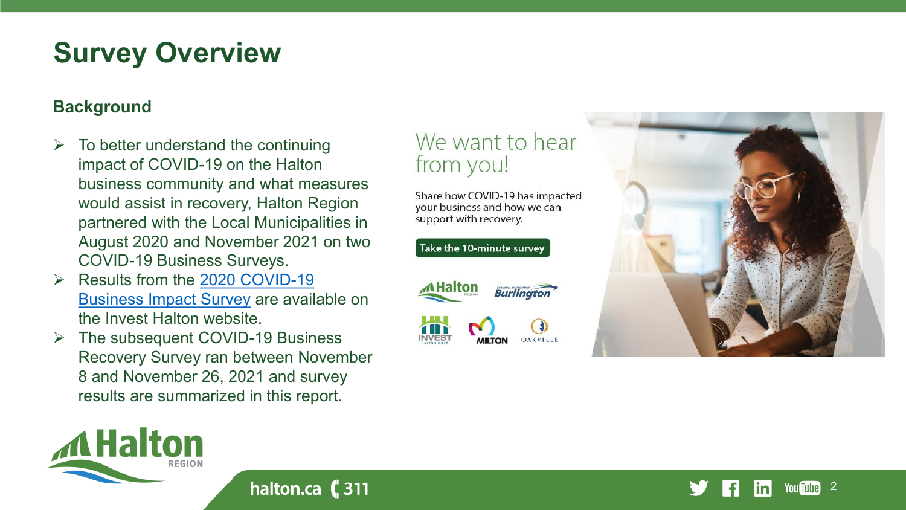# Survey Overview

### Background

- To better understand the continuing impact of COVID-19 on the Halton business community and what measures would assist in recovery, Halton Region partnered with the Local Municipalities in August 2020 and November 2021 on two COVID-19 Business Surveys.
- Results from the 2020 COVID-19 Business Impact Survey are available on the Invest Halton website.
- The subsequent COVID-19 Business Recovery Survey ran between November 8 and November 26, 2021 and survey results are summarized in this report.

We want to hear from you!

Share how COVID-19 has impacted your business and how we can support with recovery.

Take the 10-minute survey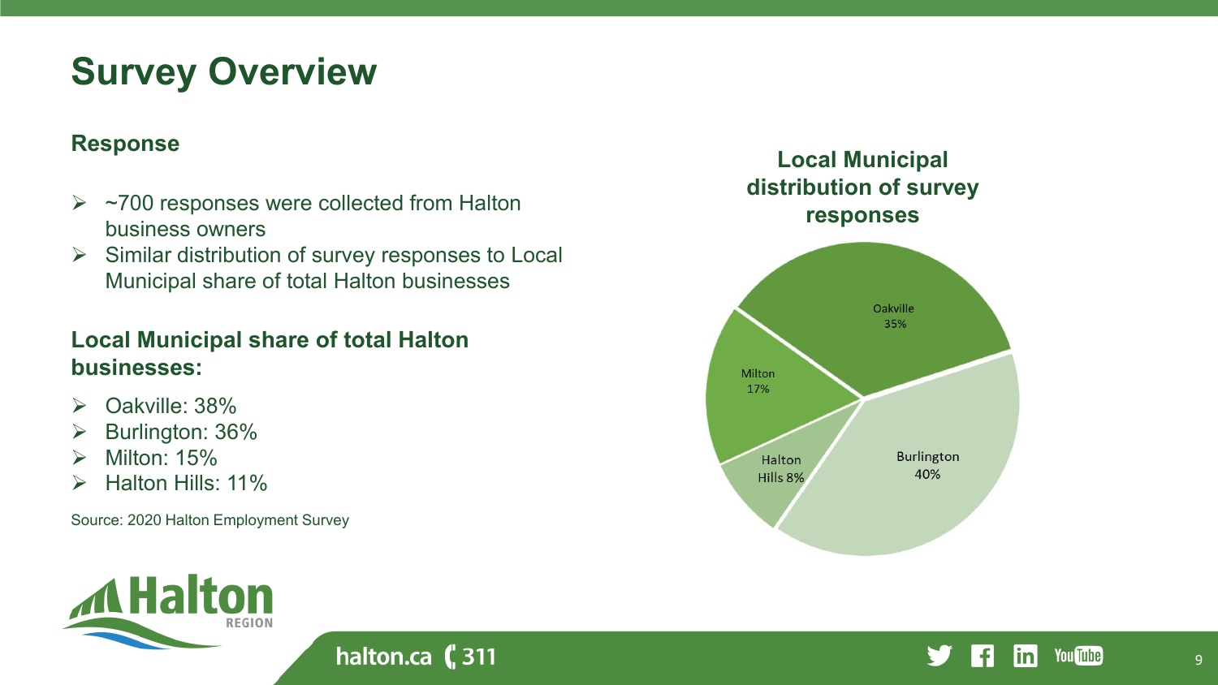# Survey Overview

### Response

- ~700 responses were collected from Halton business owners
- Similar distribution of survey responses to Local Municipal share of total Halton businesses

### Local Municipal share of total Halton businesses:

- Oakville: 38%
- Burlington: 36%
- Milton: 15%
- Halton Hills: 11%

Source: 2020 Halton Employment Survey

### Local Municipal distribution of survey responses

| Municipality | Share |
| --- | --- |
| Oakville | 35% |
| Burlington | 40% |
| Milton | 17% |
| Halton Hills | 8% |

halton.ca 311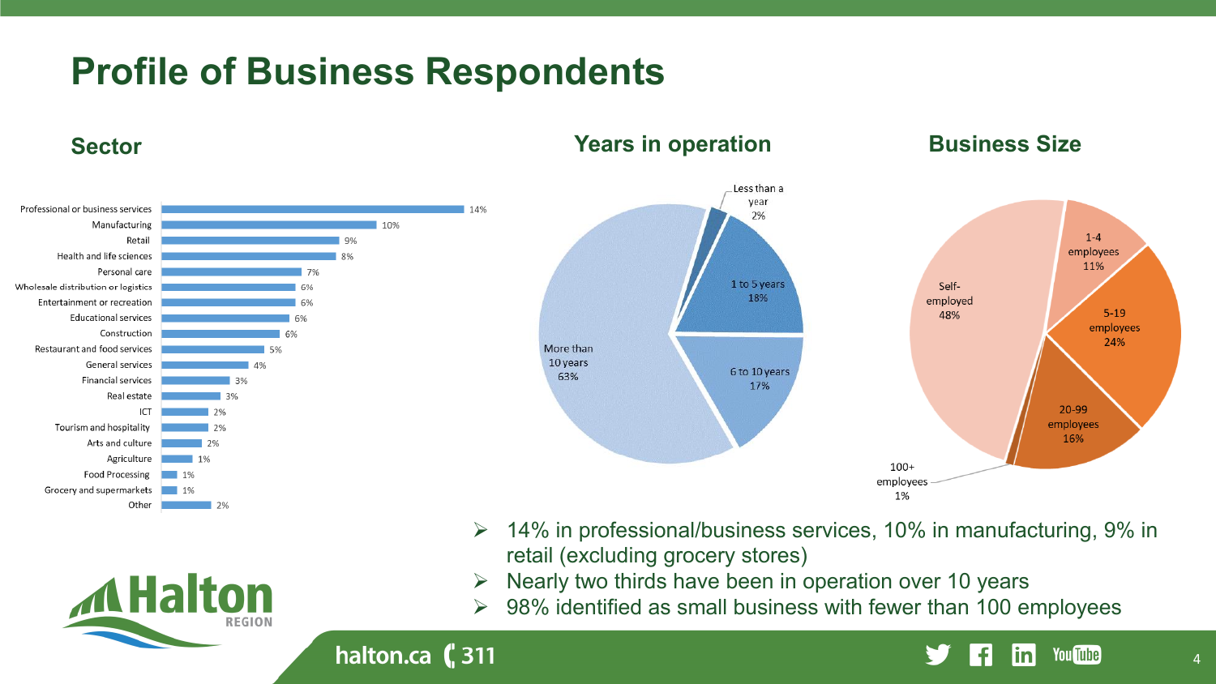# Profile of Business Respondents

## Sector

| Sector | % |
| --- | --- |
| Professional or business services | 14% |
| Manufacturing | 10% |
| Retail | 9% |
| Health and life sciences | 8% |
| Personal care | 7% |
| Wholesale distribution or logistics | 6% |
| Entertainment or recreation | 6% |
| Educational services | 6% |
| Construction | 6% |
| Restaurant and food services | 5% |
| General services | 4% |
| Financial services | 3% |
| Real estate | 3% |
| ICT | 2% |
| Tourism and hospitality | 2% |
| Arts and culture | 2% |
| Agriculture | 1% |
| Food Processing | 1% |
| Grocery and supermarkets | 1% |
| Other | 2% |

## Years in operation

| Years in operation | % |
| --- | --- |
| Less than a year | 2% |
| 1 to 5 years | 18% |
| 6 to 10 years | 17% |
| More than 10 years | 63% |

## Business Size

| Business Size | % |
| --- | --- |
| Self-employed | 48% |
| 1-4 employees | 11% |
| 5-19 employees | 24% |
| 20-99 employees | 16% |
| 100+ employees | 1% |

- 14% in professional/business services, 10% in manufacturing, 9% in retail (excluding grocery stores)
- Nearly two thirds have been in operation over 10 years
- 98% identified as small business with fewer than 100 employees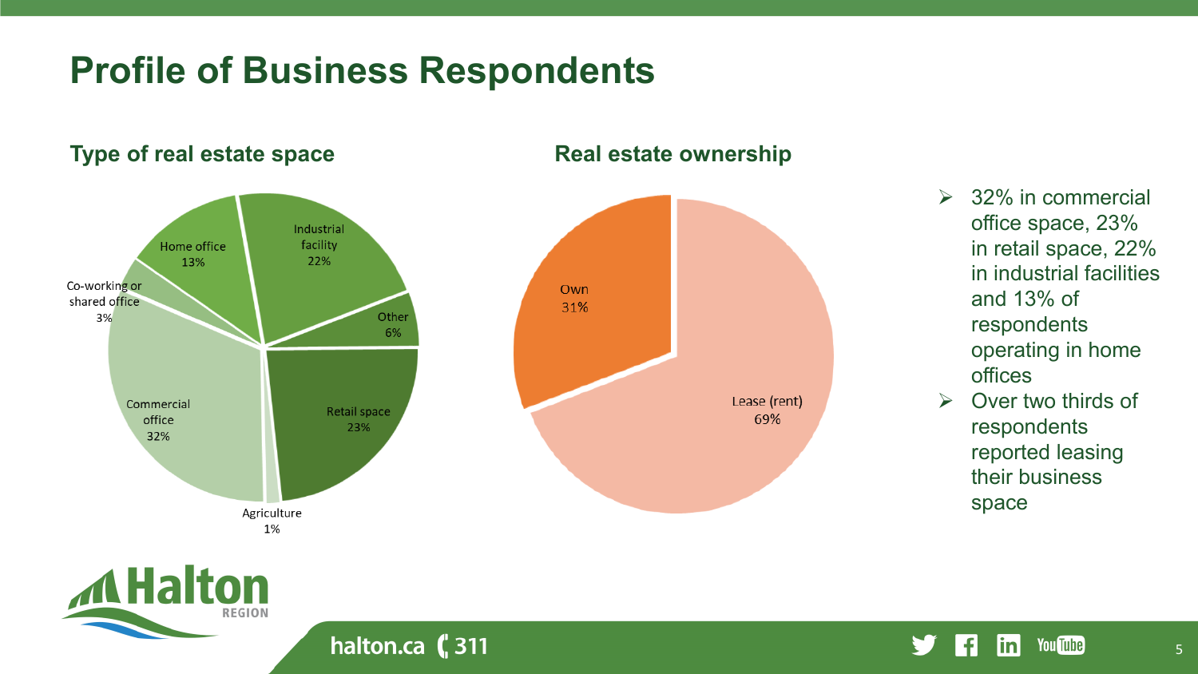# Profile of Business Respondents

## Type of real estate space

| Type | Share |
|---|---|
| Commercial office | 32% |
| Retail space | 23% |
| Industrial facility | 22% |
| Home office | 13% |
| Other | 6% |
| Co-working or shared office | 3% |
| Agriculture | 1% |

## Real estate ownership

| Ownership | Share |
|---|---|
| Lease (rent) | 69% |
| Own | 31% |

- 32% in commercial office space, 23% in retail space, 22% in industrial facilities and 13% of respondents operating in home offices
- Over two thirds of respondents reported leasing their business space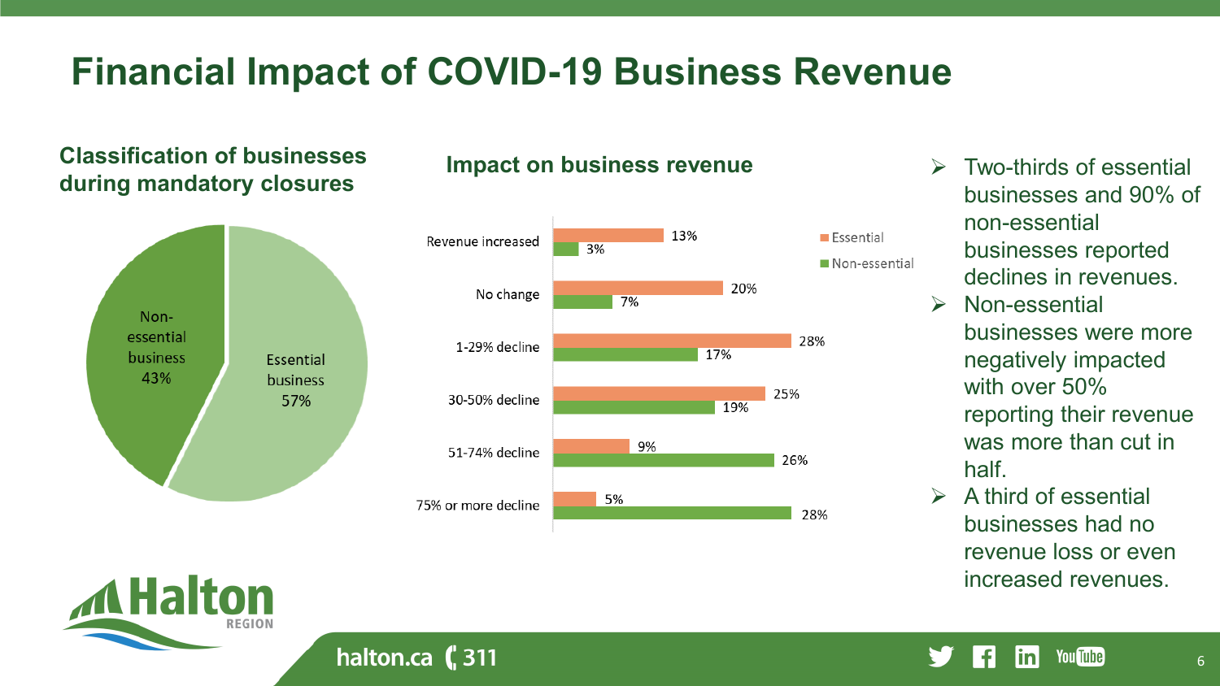# Financial Impact of COVID-19 Business Revenue

## Classification of businesses during mandatory closures

| Classification | Share |
|---|---|
| Non-essential business | 43% |
| Essential business | 57% |

## Impact on business revenue

| Impact | Essential | Non-essential |
|---|---|---|
| Revenue increased | 13% | 3% |
| No change | 20% | 7% |
| 1-29% decline | 28% | 17% |
| 30-50% decline | 25% | 19% |
| 51-74% decline | 9% | 26% |
| 75% or more decline | 5% | 28% |

- Two-thirds of essential businesses and 90% of non-essential businesses reported declines in revenues.
- Non-essential businesses were more negatively impacted with over 50% reporting their revenue was more than cut in half.
- A third of essential businesses had no revenue loss or even increased revenues.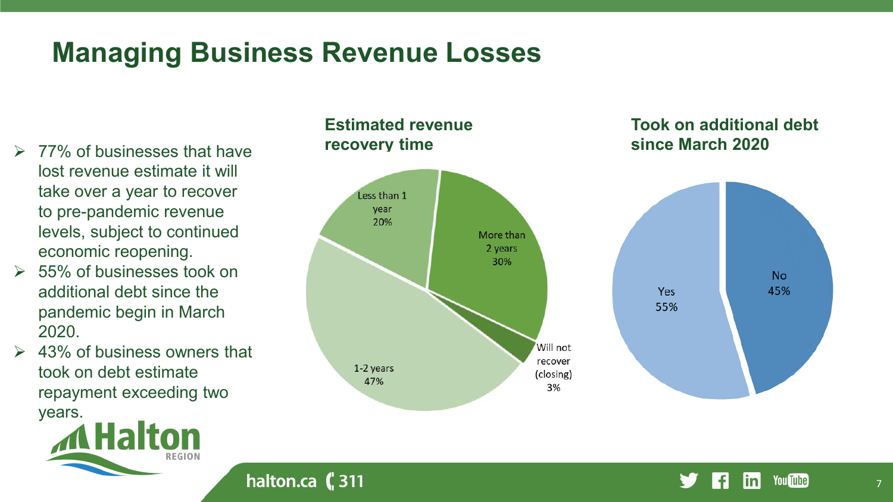# Managing Business Revenue Losses

- 77% of businesses that have lost revenue estimate it will take over a year to recover to pre-pandemic revenue levels, subject to continued economic reopening.
- 55% of businesses took on additional debt since the pandemic begin in March 2020.
- 43% of business owners that took on debt estimate repayment exceeding two years.

**Estimated revenue recovery time**

| Category | Percentage |
| --- | --- |
| Less than 1 year | 20% |
| More than 2 years | 30% |
| Will not recover (closing) | 3% |
| 1-2 years | 47% |

**Took on additional debt since March 2020**

| Response | Percentage |
| --- | --- |
| Yes | 55% |
| No | 45% |

halton.ca 311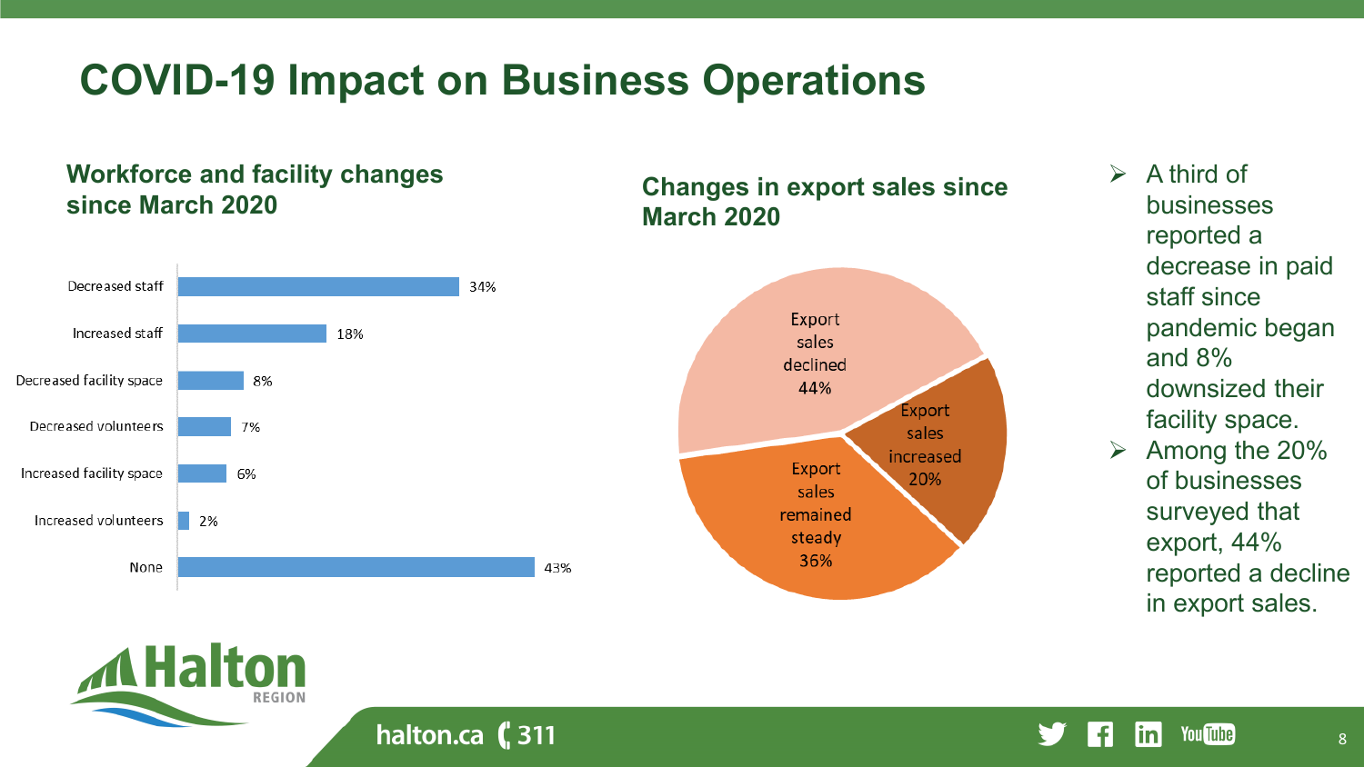# COVID-19 Impact on Business Operations

## Workforce and facility changes since March 2020

| Change | Percentage |
|---|---|
| Decreased staff | 34% |
| Increased staff | 18% |
| Decreased facility space | 8% |
| Decreased volunteers | 7% |
| Increased facility space | 6% |
| Increased volunteers | 2% |
| None | 43% |

## Changes in export sales since March 2020

| Change | Percentage |
|---|---|
| Export sales declined | 44% |
| Export sales increased | 20% |
| Export sales remained steady | 36% |

- A third of businesses reported a decrease in paid staff since pandemic began and 8% downsized their facility space.
- Among the 20% of businesses surveyed that export, 44% reported a decline in export sales.

halton.ca 311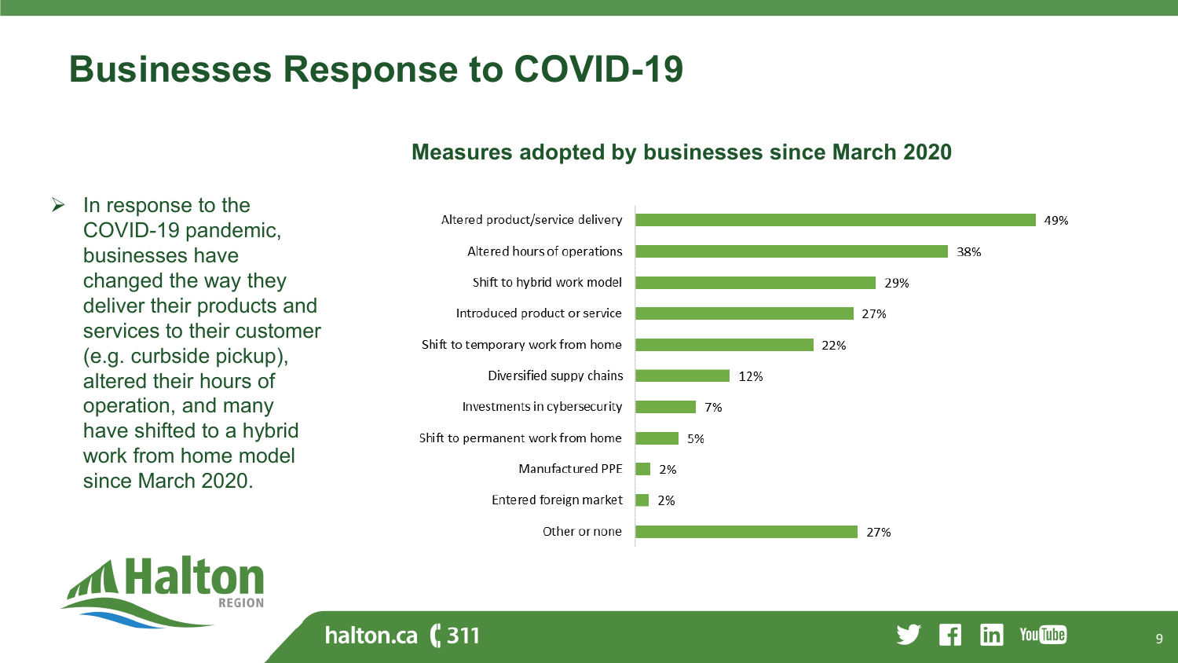# Businesses Response to COVID-19

- In response to the COVID-19 pandemic, businesses have changed the way they deliver their products and services to their customer (e.g. curbside pickup), altered their hours of operation, and many have shifted to a hybrid work from home model since March 2020.

## Measures adopted by businesses since March 2020

| Measure | Percentage |
| --- | --- |
| Altered product/service delivery | 49% |
| Altered hours of operations | 38% |
| Shift to hybrid work model | 29% |
| Introduced product or service | 27% |
| Shift to temporary work from home | 22% |
| Diversified suppy chains | 12% |
| Investments in cybersecurity | 7% |
| Shift to permanent work from home | 5% |
| Manufactured PPE | 2% |
| Entered foreign market | 2% |
| Other or none | 27% |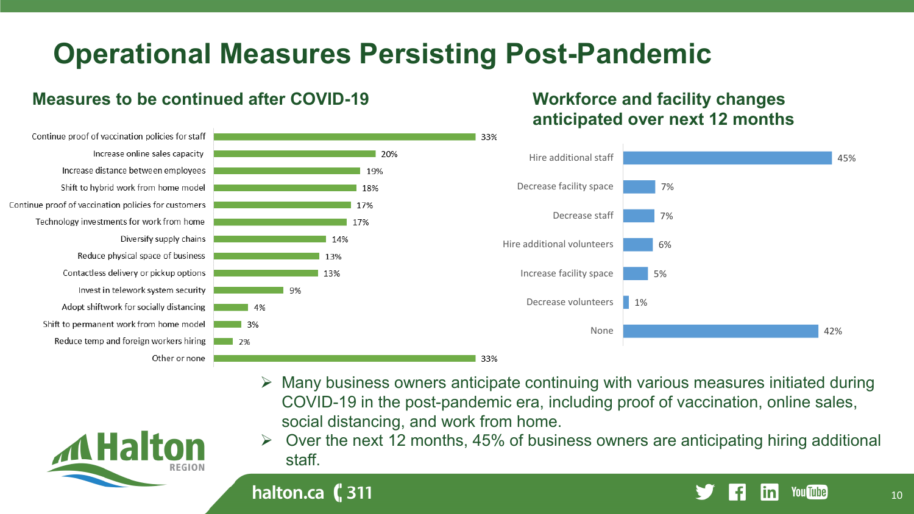# Operational Measures Persisting Post-Pandemic

## Measures to be continued after COVID-19

| Measure | % |
|---|---|
| Continue proof of vaccination policies for staff | 33% |
| Increase online sales capacity | 20% |
| Increase distance between employees | 19% |
| Shift to hybrid work from home model | 18% |
| Continue proof of vaccination policies for customers | 17% |
| Technology investments for work from home | 17% |
| Diversify supply chains | 14% |
| Reduce physical space of business | 13% |
| Contactless delivery or pickup options | 13% |
| Invest in telework system security | 9% |
| Adopt shiftwork for socially distancing | 4% |
| Shift to permanent work from home model | 3% |
| Reduce temp and foreign workers hiring | 2% |
| Other or none | 33% |

## Workforce and facility changes anticipated over next 12 months

| Change | % |
|---|---|
| Hire additional staff | 45% |
| Decrease facility space | 7% |
| Decrease staff | 7% |
| Hire additional volunteers | 6% |
| Increase facility space | 5% |
| Decrease volunteers | 1% |
| None | 42% |

- Many business owners anticipate continuing with various measures initiated during COVID-19 in the post-pandemic era, including proof of vaccination, online sales, social distancing, and work from home.
- Over the next 12 months, 45% of business owners are anticipating hiring additional staff.

Halton REGION

halton.ca 311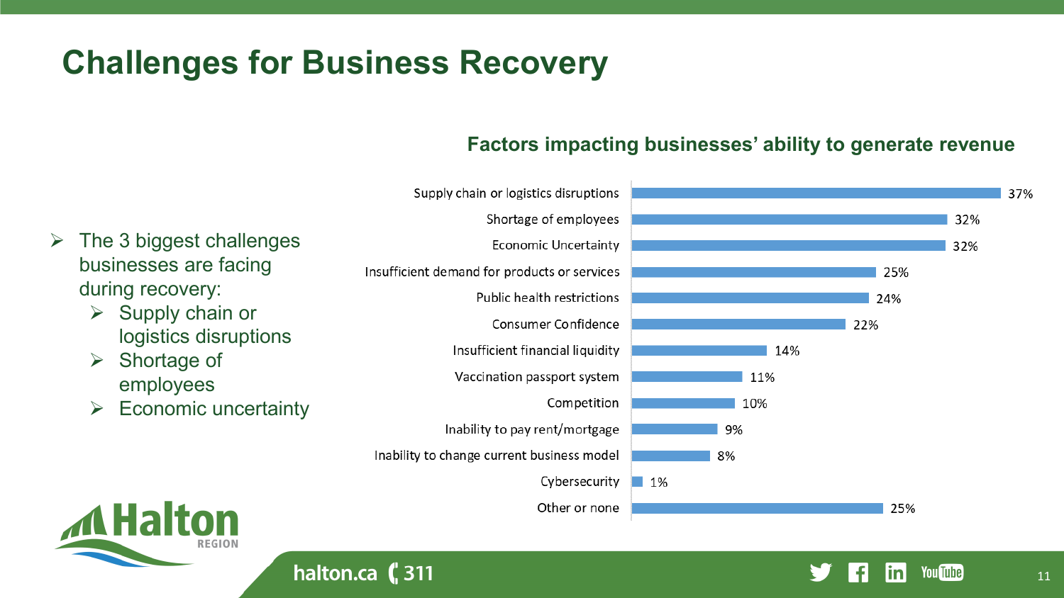# Challenges for Business Recovery

- The 3 biggest challenges businesses are facing during recovery:
  - Supply chain or logistics disruptions
  - Shortage of employees
  - Economic uncertainty

## Factors impacting businesses' ability to generate revenue

| Factor | Percentage |
| --- | --- |
| Supply chain or logistics disruptions | 37% |
| Shortage of employees | 32% |
| Economic Uncertainty | 32% |
| Insufficient demand for products or services | 25% |
| Public health restrictions | 24% |
| Consumer Confidence | 22% |
| Insufficient financial liquidity | 14% |
| Vaccination passport system | 11% |
| Competition | 10% |
| Inability to pay rent/mortgage | 9% |
| Inability to change current business model | 8% |
| Cybersecurity | 1% |
| Other or none | 25% |

halton.ca 311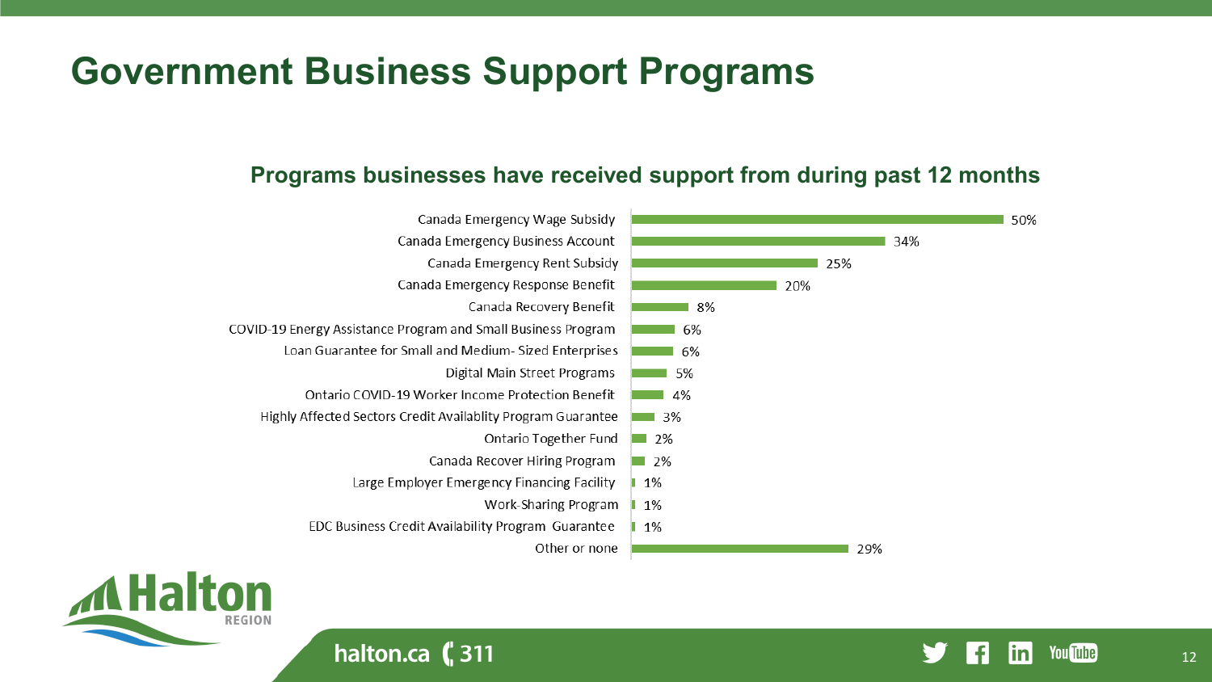# Government Business Support Programs

## Programs businesses have received support from during past 12 months

| Program | Percentage |
|---|---|
| Canada Emergency Wage Subsidy | 50% |
| Canada Emergency Business Account | 34% |
| Canada Emergency Rent Subsidy | 25% |
| Canada Emergency Response Benefit | 20% |
| Canada Recovery Benefit | 8% |
| COVID-19 Energy Assistance Program and Small Business Program | 6% |
| Loan Guarantee for Small and Medium- Sized Enterprises | 6% |
| Digital Main Street Programs | 5% |
| Ontario COVID-19 Worker Income Protection Benefit | 4% |
| Highly Affected Sectors Credit Availablity Program Guarantee | 3% |
| Ontario Together Fund | 2% |
| Canada Recover Hiring Program | 2% |
| Large Employer Emergency Financing Facility | 1% |
| Work-Sharing Program | 1% |
| EDC Business Credit Availability Program Guarantee | 1% |
| Other or none | 29% |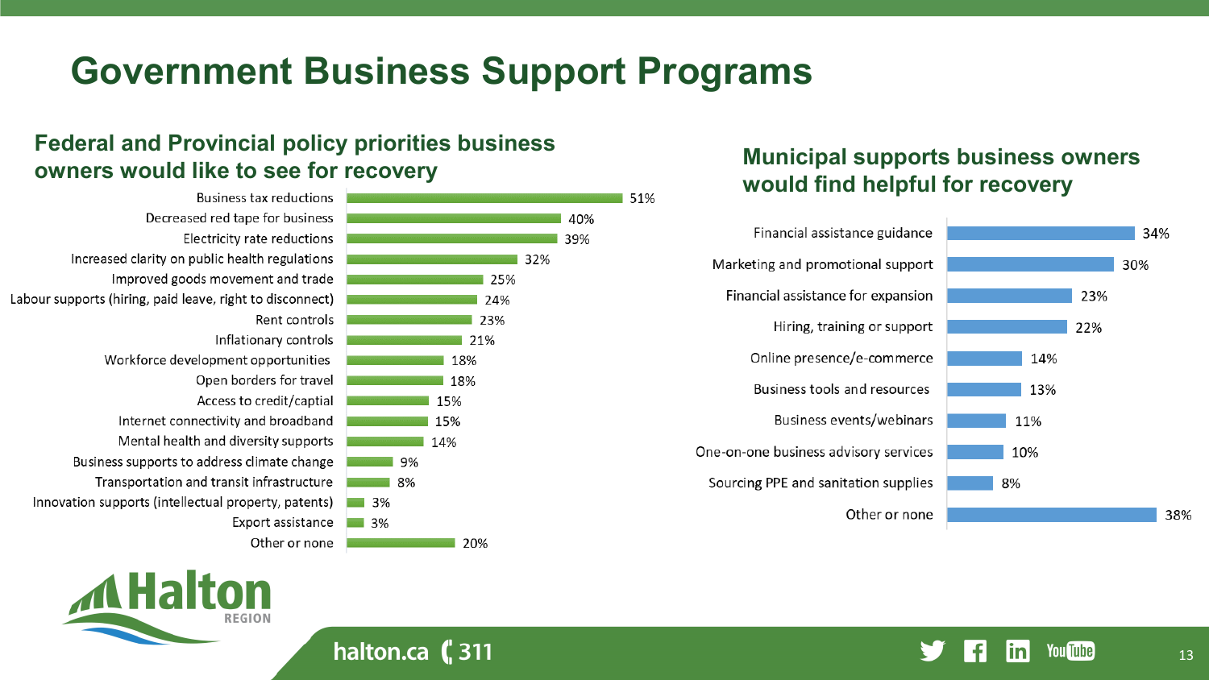# Government Business Support Programs

## Federal and Provincial policy priorities business owners would like to see for recovery

| Priority | Percentage |
| --- | --- |
| Business tax reductions | 51% |
| Decreased red tape for business | 40% |
| Electricity rate reductions | 39% |
| Increased clarity on public health regulations | 32% |
| Improved goods movement and trade | 25% |
| Labour supports (hiring, paid leave, right to disconnect) | 24% |
| Rent controls | 23% |
| Inflationary controls | 21% |
| Workforce development opportunities | 18% |
| Open borders for travel | 18% |
| Access to credit/captial | 15% |
| Internet connectivity and broadband | 15% |
| Mental health and diversity supports | 14% |
| Business supports to address climate change | 9% |
| Transportation and transit infrastructure | 8% |
| Innovation supports (intellectual property, patents) | 3% |
| Export assistance | 3% |
| Other or none | 20% |

## Municipal supports business owners would find helpful for recovery

| Support | Percentage |
| --- | --- |
| Financial assistance guidance | 34% |
| Marketing and promotional support | 30% |
| Financial assistance for expansion | 23% |
| Hiring, training or support | 22% |
| Online presence/e-commerce | 14% |
| Business tools and resources | 13% |
| Business events/webinars | 11% |
| One-on-one business advisory services | 10% |
| Sourcing PPE and sanitation supplies | 8% |
| Other or none | 38% |

Halton REGION

halton.ca 311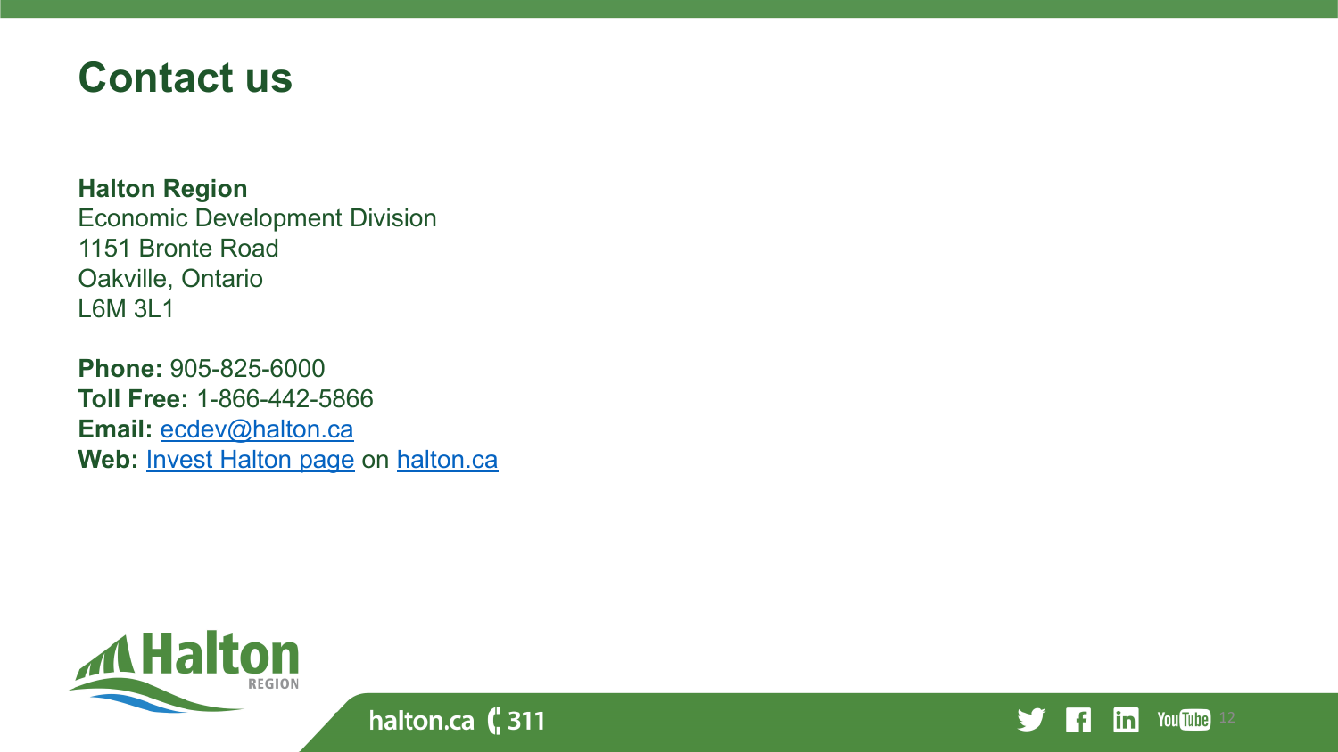# Contact us

**Halton Region**
Economic Development Division
1151 Bronte Road
Oakville, Ontario
L6M 3L1

**Phone:** 905-825-6000
**Toll Free:** 1-866-442-5866
**Email:** ecdev@halton.ca
**Web:** Invest Halton page on halton.ca